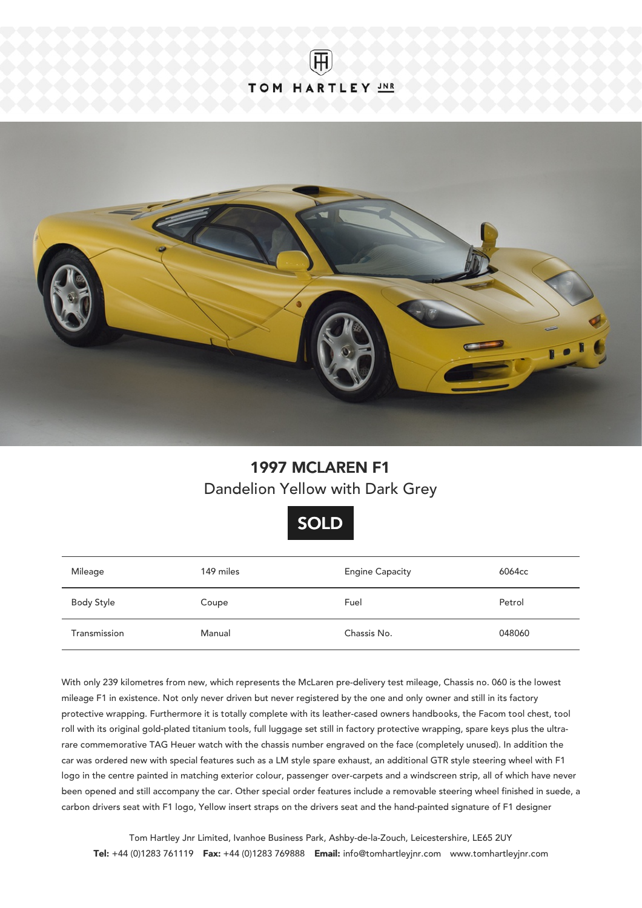TOM HARTLEY JNR

# 1997 MCLAREN F1

## Dandelion Yellow with Dark Grey

**SOLD**

| Mileage | 149 miles | Engine Capacity | 6064cc |
|---|---|---|---|
| Body Style | Coupe | Fuel | Petrol |
| Transmission | Manual | Chassis No. | 048060 |

With only 239 kilometres from new, which represents the McLaren pre-delivery test mileage, Chassis no. 060 is the lowest mileage F1 in existence. Not only never driven but never registered by the one and only owner and still in its factory protective wrapping. Furthermore it is totally complete with its leather-cased owners handbooks, the Facom tool chest, tool roll with its original gold-plated titanium tools, full luggage set still in factory protective wrapping, spare keys plus the ultra-rare commemorative TAG Heuer watch with the chassis number engraved on the face (completely unused). In addition the car was ordered new with special features such as a LM style spare exhaust, an additional GTR style steering wheel with F1 logo in the centre painted in matching exterior colour, passenger over-carpets and a windscreen strip, all of which have never been opened and still accompany the car. Other special order features include a removable steering wheel finished in suede, a carbon drivers seat with F1 logo, Yellow insert straps on the drivers seat and the hand-painted signature of F1 designer

Tom Hartley Jnr Limited, Ivanhoe Business Park, Ashby-de-la-Zouch, Leicestershire, LE65 2UY

**Tel:** +44 (0)1283 761119 **Fax:** +44 (0)1283 769888 **Email:** info@tomhartleyjnr.com www.tomhartleyjnr.com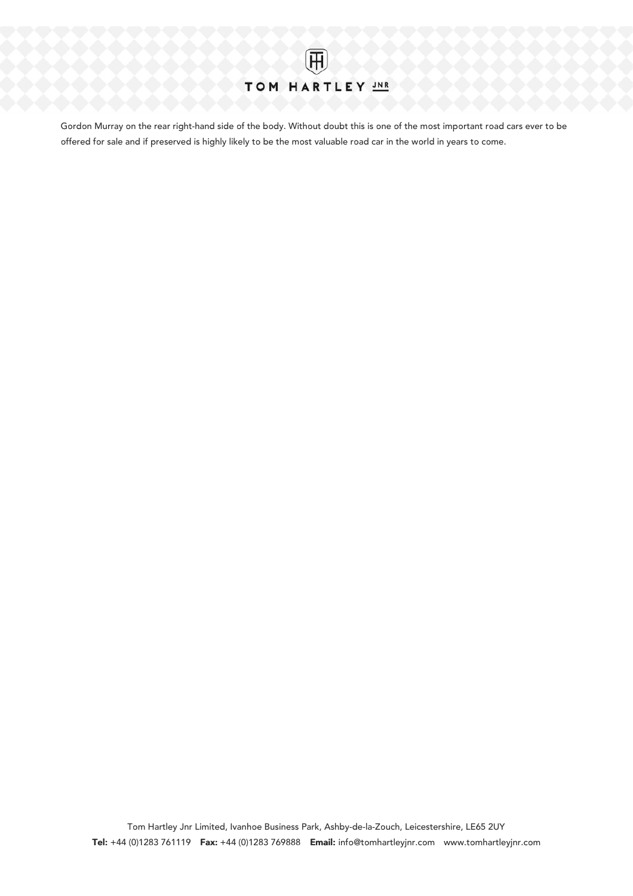Gordon Murray on the rear right-hand side of the body. Without doubt this is one of the most important road cars ever to be offered for sale and if preserved is highly likely to be the most valuable road car in the world in years to come.